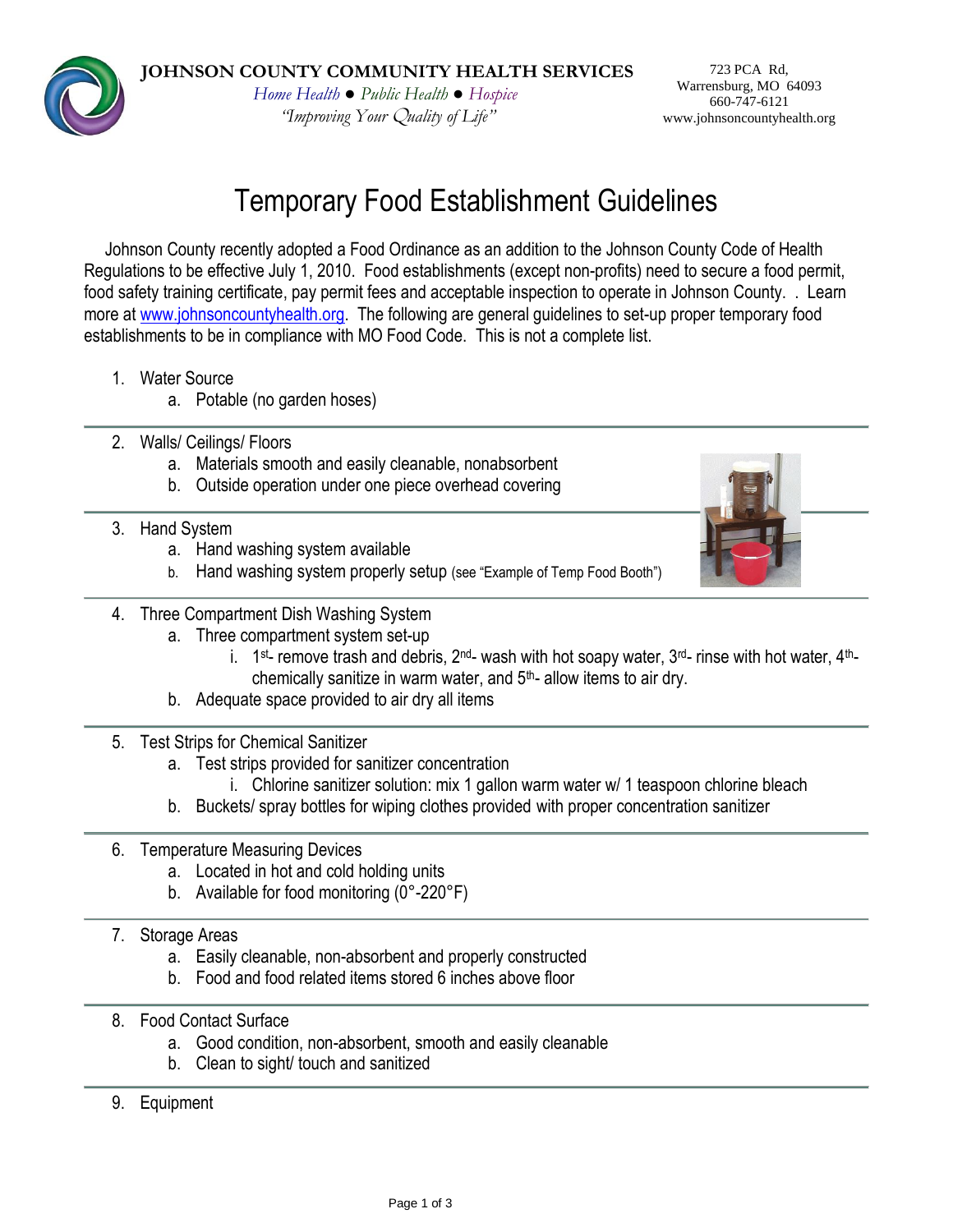**JOHNSON COUNTY COMMUNITY HEALTH SERVICES**
*Home Health ● Public Health ● Hospice*
*"Improving Your Quality of Life"*

723 PCA Rd,
Warrensburg, MO 64093
660-747-6121
www.johnsoncountyhealth.org

# Temporary Food Establishment Guidelines

Johnson County recently adopted a Food Ordinance as an addition to the Johnson County Code of Health Regulations to be effective July 1, 2010. Food establishments (except non-profits) need to secure a food permit, food safety training certificate, pay permit fees and acceptable inspection to operate in Johnson County. . Learn more at www.johnsoncountyhealth.org. The following are general guidelines to set-up proper temporary food establishments to be in compliance with MO Food Code. This is not a complete list.

1. Water Source
   a. Potable (no garden hoses)

---

2. Walls/ Ceilings/ Floors
   a. Materials smooth and easily cleanable, nonabsorbent
   b. Outside operation under one piece overhead covering

---

3. Hand System
   a. Hand washing system available
   b. Hand washing system properly setup (see "Example of Temp Food Booth")

---

4. Three Compartment Dish Washing System
   a. Three compartment system set-up
      i. 1st- remove trash and debris, 2nd- wash with hot soapy water, 3rd- rinse with hot water, 4th- chemically sanitize in warm water, and 5th- allow items to air dry.
   b. Adequate space provided to air dry all items

---

5. Test Strips for Chemical Sanitizer
   a. Test strips provided for sanitizer concentration
      i. Chlorine sanitizer solution: mix 1 gallon warm water w/ 1 teaspoon chlorine bleach
   b. Buckets/ spray bottles for wiping clothes provided with proper concentration sanitizer

---

6. Temperature Measuring Devices
   a. Located in hot and cold holding units
   b. Available for food monitoring (0°-220°F)

---

7. Storage Areas
   a. Easily cleanable, non-absorbent and properly constructed
   b. Food and food related items stored 6 inches above floor

---

8. Food Contact Surface
   a. Good condition, non-absorbent, smooth and easily cleanable
   b. Clean to sight/ touch and sanitized

---

9. Equipment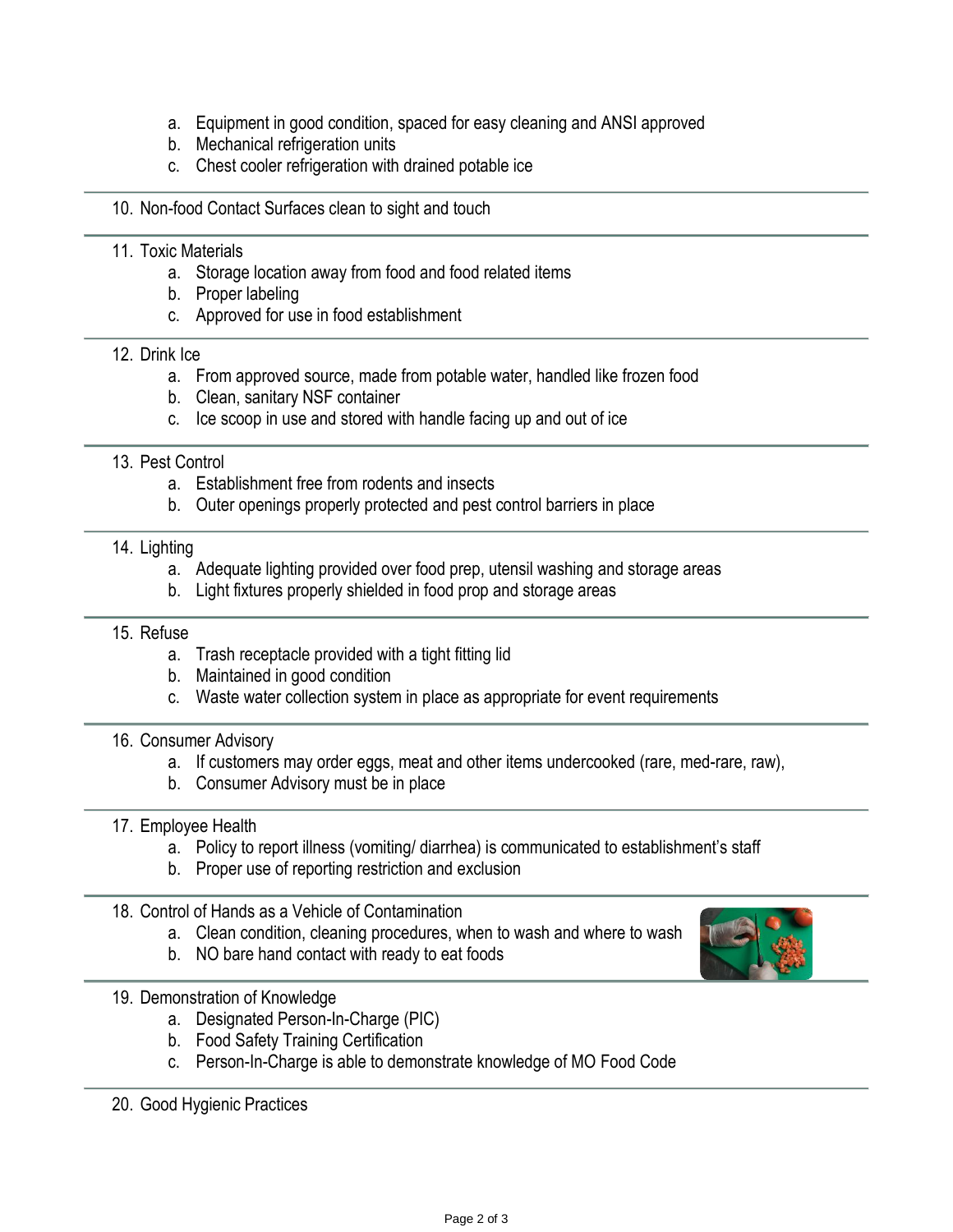a. Equipment in good condition, spaced for easy cleaning and ANSI approved
   b. Mechanical refrigeration units
   c. Chest cooler refrigeration with drained potable ice

---

10. Non-food Contact Surfaces clean to sight and touch

---

11. Toxic Materials
    a. Storage location away from food and food related items
    b. Proper labeling
    c. Approved for use in food establishment

---

12. Drink Ice
    a. From approved source, made from potable water, handled like frozen food
    b. Clean, sanitary NSF container
    c. Ice scoop in use and stored with handle facing up and out of ice

---

13. Pest Control
    a. Establishment free from rodents and insects
    b. Outer openings properly protected and pest control barriers in place

---

14. Lighting
    a. Adequate lighting provided over food prep, utensil washing and storage areas
    b. Light fixtures properly shielded in food prop and storage areas

---

15. Refuse
    a. Trash receptacle provided with a tight fitting lid
    b. Maintained in good condition
    c. Waste water collection system in place as appropriate for event requirements

---

16. Consumer Advisory
    a. If customers may order eggs, meat and other items undercooked (rare, med-rare, raw),
    b. Consumer Advisory must be in place

---

17. Employee Health
    a. Policy to report illness (vomiting/ diarrhea) is communicated to establishment's staff
    b. Proper use of reporting restriction and exclusion

---

18. Control of Hands as a Vehicle of Contamination
    a. Clean condition, cleaning procedures, when to wash and where to wash
    b. NO bare hand contact with ready to eat foods

---

19. Demonstration of Knowledge
    a. Designated Person-In-Charge (PIC)
    b. Food Safety Training Certification
    c. Person-In-Charge is able to demonstrate knowledge of MO Food Code

---

20. Good Hygienic Practices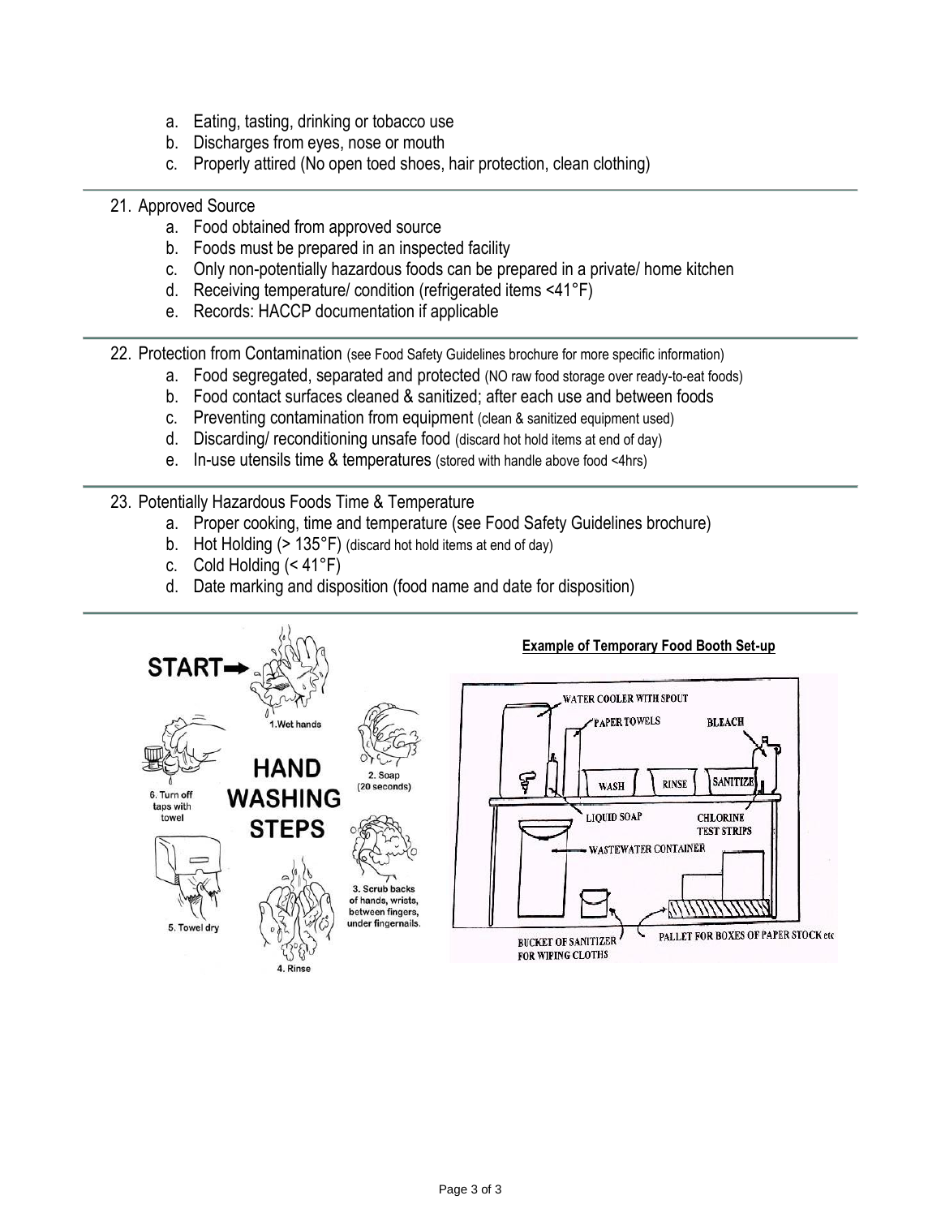a. Eating, tasting, drinking or tobacco use
   b. Discharges from eyes, nose or mouth
   c. Properly attired (No open toed shoes, hair protection, clean clothing)

21. Approved Source
    a. Food obtained from approved source
    b. Foods must be prepared in an inspected facility
    c. Only non-potentially hazardous foods can be prepared in a private/ home kitchen
    d. Receiving temperature/ condition (refrigerated items <41°F)
    e. Records: HACCP documentation if applicable

22. Protection from Contamination (see Food Safety Guidelines brochure for more specific information)
    a. Food segregated, separated and protected (NO raw food storage over ready-to-eat foods)
    b. Food contact surfaces cleaned & sanitized; after each use and between foods
    c. Preventing contamination from equipment (clean & sanitized equipment used)
    d. Discarding/ reconditioning unsafe food (discard hot hold items at end of day)
    e. In-use utensils time & temperatures (stored with handle above food <4hrs)

23. Potentially Hazardous Foods Time & Temperature
    a. Proper cooking, time and temperature (see Food Safety Guidelines brochure)
    b. Hot Holding (> 135°F) (discard hot hold items at end of day)
    c. Cold Holding (< 41°F)
    d. Date marking and disposition (food name and date for disposition)

START→

HAND WASHING STEPS

1. Wet hands

2. Soap (20 seconds)

3. Scrub backs of hands, wrists, between fingers, under fingernails.

4. Rinse

5. Towel dry

6. Turn off taps with towel

**Example of Temporary Food Booth Set-up**

WATER COOLER WITH SPOUT

PAPER TOWELS

BLEACH

WASH

RINSE

SANITIZE

LIQUID SOAP

CHLORINE TEST STRIPS

WASTEWATER CONTAINER

BUCKET OF SANITIZER FOR WIPING CLOTHS

PALLET FOR BOXES OF PAPER STOCK etc